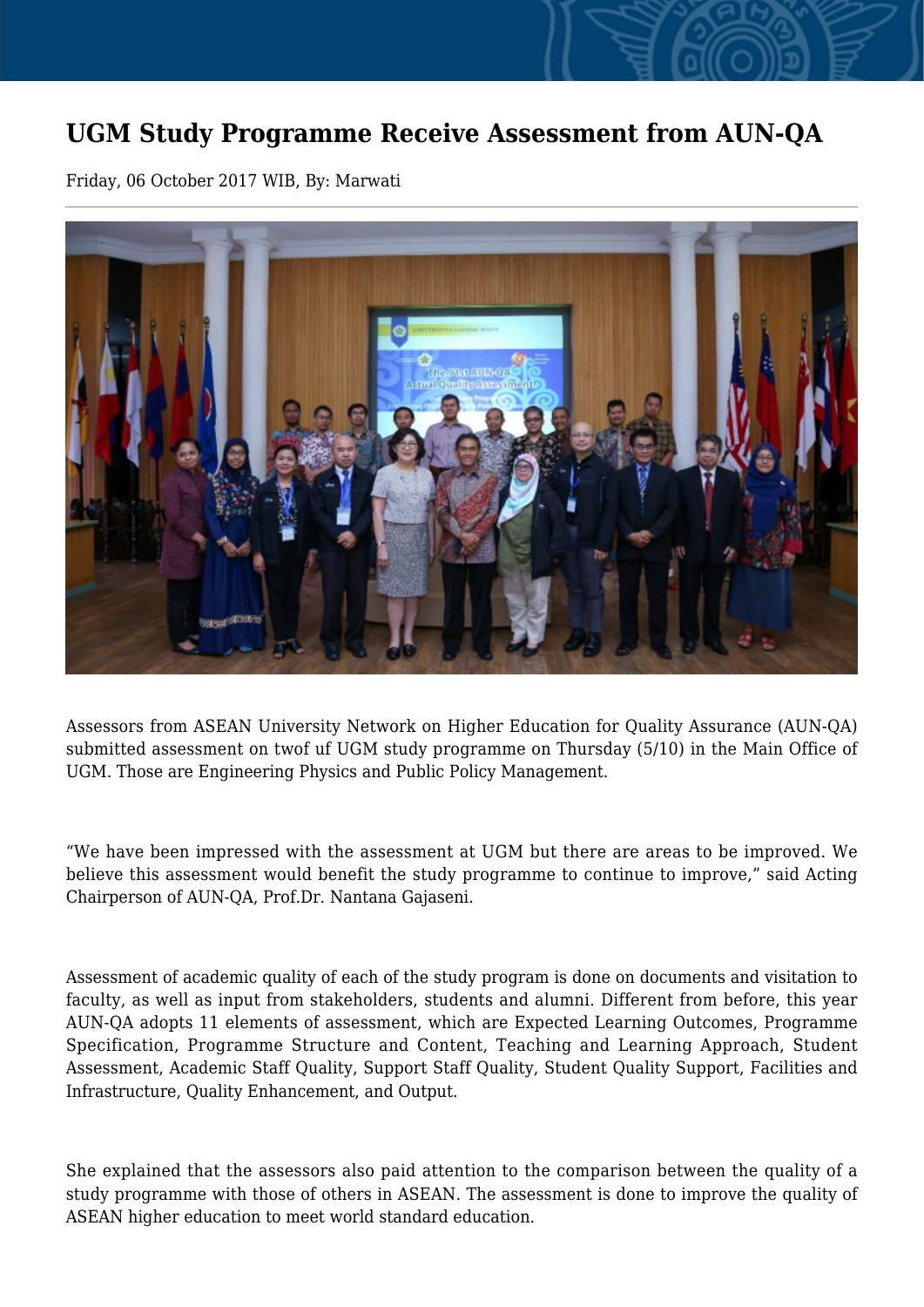# UGM Study Programme Receive Assessment from AUN-QA

Friday, 06 October 2017 WIB, By: Marwati

Assessors from ASEAN University Network on Higher Education for Quality Assurance (AUN-QA) submitted assessment on twof uf UGM study programme on Thursday (5/10) in the Main Office of UGM. Those are Engineering Physics and Public Policy Management.

"We have been impressed with the assessment at UGM but there are areas to be improved. We believe this assessment would benefit the study programme to continue to improve," said Acting Chairperson of AUN-QA, Prof.Dr. Nantana Gajaseni.

Assessment of academic quality of each of the study program is done on documents and visitation to faculty, as well as input from stakeholders, students and alumni. Different from before, this year AUN-QA adopts 11 elements of assessment, which are Expected Learning Outcomes, Programme Specification, Programme Structure and Content, Teaching and Learning Approach, Student Assessment, Academic Staff Quality, Support Staff Quality, Student Quality Support, Facilities and Infrastructure, Quality Enhancement, and Output.

She explained that the assessors also paid attention to the comparison between the quality of a study programme with those of others in ASEAN. The assessment is done to improve the quality of ASEAN higher education to meet world standard education.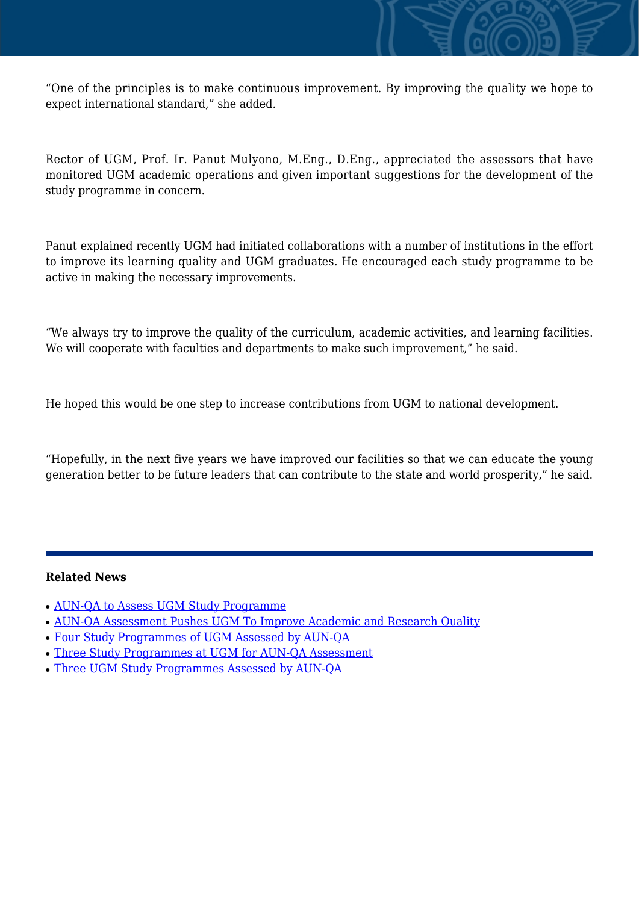"One of the principles is to make continuous improvement. By improving the quality we hope to expect international standard," she added.

Rector of UGM, Prof. Ir. Panut Mulyono, M.Eng., D.Eng., appreciated the assessors that have monitored UGM academic operations and given important suggestions for the development of the study programme in concern.

Panut explained recently UGM had initiated collaborations with a number of institutions in the effort to improve its learning quality and UGM graduates. He encouraged each study programme to be active in making the necessary improvements.

"We always try to improve the quality of the curriculum, academic activities, and learning facilities. We will cooperate with faculties and departments to make such improvement," he said.

He hoped this would be one step to increase contributions from UGM to national development.

"Hopefully, in the next five years we have improved our facilities so that we can educate the young generation better to be future leaders that can contribute to the state and world prosperity," he said.

---

**Related News**

- AUN-QA to Assess UGM Study Programme
- AUN-QA Assessment Pushes UGM To Improve Academic and Research Quality
- Four Study Programmes of UGM Assessed by AUN-QA
- Three Study Programmes at UGM for AUN-QA Assessment
- Three UGM Study Programmes Assessed by AUN-QA